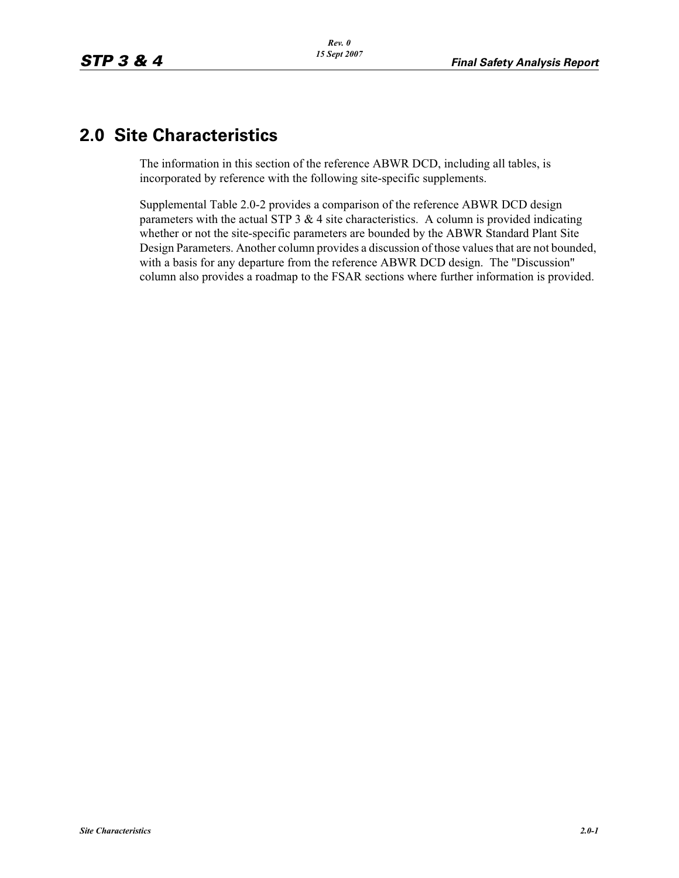# 2.0 Site Characteristics

The information in this section of the reference ABWR DCD, including all tables, is incorporated by reference with the following site-specific supplements.

Supplemental Table 2.0-2 provides a comparison of the reference ABWR DCD design parameters with the actual STP 3 & 4 site characteristics. A column is provided indicating whether or not the site-specific parameters are bounded by the ABWR Standard Plant Site Design Parameters. Another column provides a discussion of those values that are not bounded, with a basis for any departure from the reference ABWR DCD design. The "Discussion" column also provides a roadmap to the FSAR sections where further information is provided.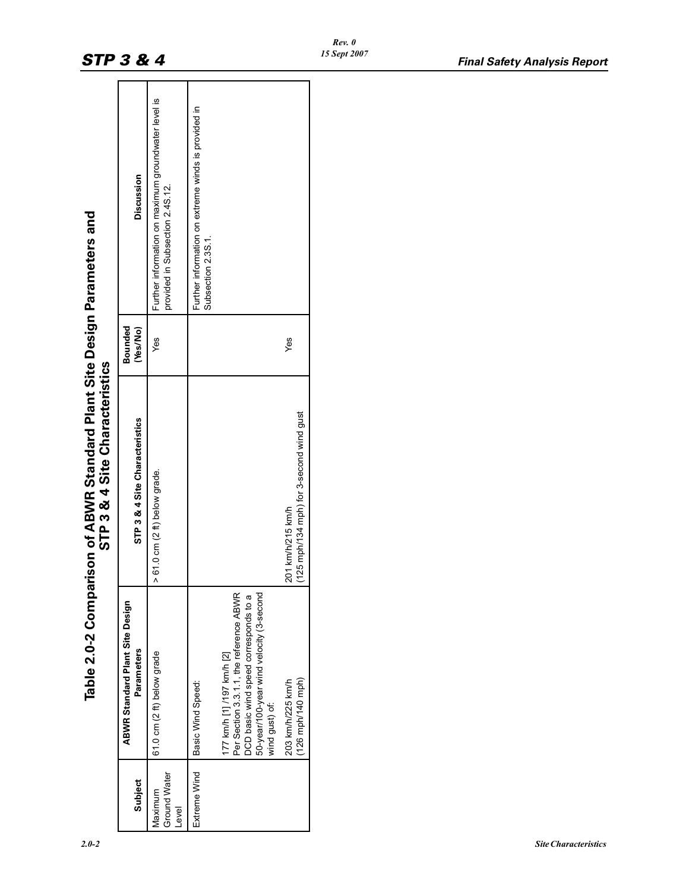# Table 2.0-2 Comparison of ABWR Standard Plant Site Design Parameters and STP 3 & 4 Site Characteristics

| Subject | ABWR Standard Plant Site Design Parameters | STP 3 & 4 Site Characteristics | Bounded (Yes/No) | Discussion |
|---|---|---|---|---|
| Maximum Ground Water Level | 61.0 cm (2 ft) below grade | > 61.0 cm (2 ft) below grade. | Yes | Further information on maximum groundwater level is provided in Subsection 2.4S.12. |
| Extreme Wind | Basic Wind Speed: | | | Further information on extreme winds is provided in Subsection 2.3S.1. |
| | 177 km/h [1] /197 km/h [2]<br>Per Section 3.3.1.1, the reference ABWR DCD basic wind speed corresponds to a 50-year/100-year wind velocity (3-second wind gust) of: | | | |
| | 203 km/h/225 km/h<br>(126 mph/140 mph) | 201 km/h/215 km/h<br>(125 mph/134 mph) for 3-second wind gust | Yes | |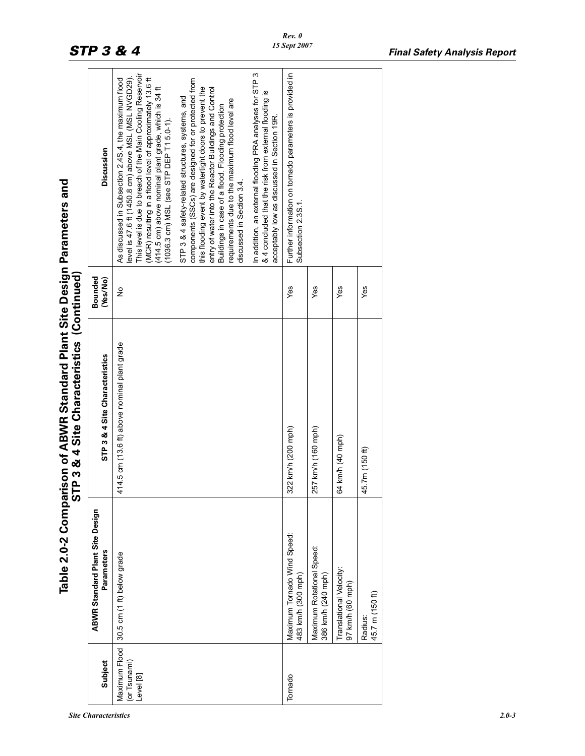# Table 2.0-2 Comparison of ABWR Standard Plant Site Design Parameters and STP 3 & 4 Site Characteristics (Continued)

| Subject | ABWR Standard Plant Site Design Parameters | STP 3 & 4 Site Characteristics | Bounded (Yes/No) | Discussion |
|---|---|---|---|---|
| Maximum Flood (or Tsunami) Level [8] | 30.5 cm (1 ft) below grade | 414.5 cm (13.6 ft) above nominal plant grade | No | As discussed in Subsection 2.4S.4, the maximum flood level is 47.6 ft (1450.8 cm) above MSL (MSL NVGD29). This level is due to breach of the Main Cooling Reservoir (MCR) resulting in a flood level of approximately 13.6 ft (414.5 cm) above nominal plant grade, which is 34 ft (1036.3 cm) MSL (see STP DEP T1 5.0-1).<br><br>STP 3 & 4 safety-related structures, systems, and components (SSCs) are designed for or protected from this flooding event by watertight doors to prevent the entry of water into the Reactor Buildings and Control Buildings in case of a flood. Flooding protection requirements due to the maximum flood level are discussed in Section 3.4.<br><br>In addition, an external flooding PRA analyses for STP 3 & 4 concluded that the risk from external flooding is acceptably low as discussed in Section 19R. |
| Tornado | Maximum Tornado Wind Speed: 483 km/h (300 mph) | 322 km/h (200 mph) | Yes | Further information on tornado parameters is provided in Subsection 2.3S.1. |
| | Maximum Rotational Speed: 386 km/h (240 mph) | 257 km/h (160 mph) | Yes | |
| | Translational Velocity: 97 km/h (60 mph) | 64 km/h (40 mph) | Yes | |
| | Radius: 45.7 m (150 ft) | 45.7m (150 ft) | Yes | |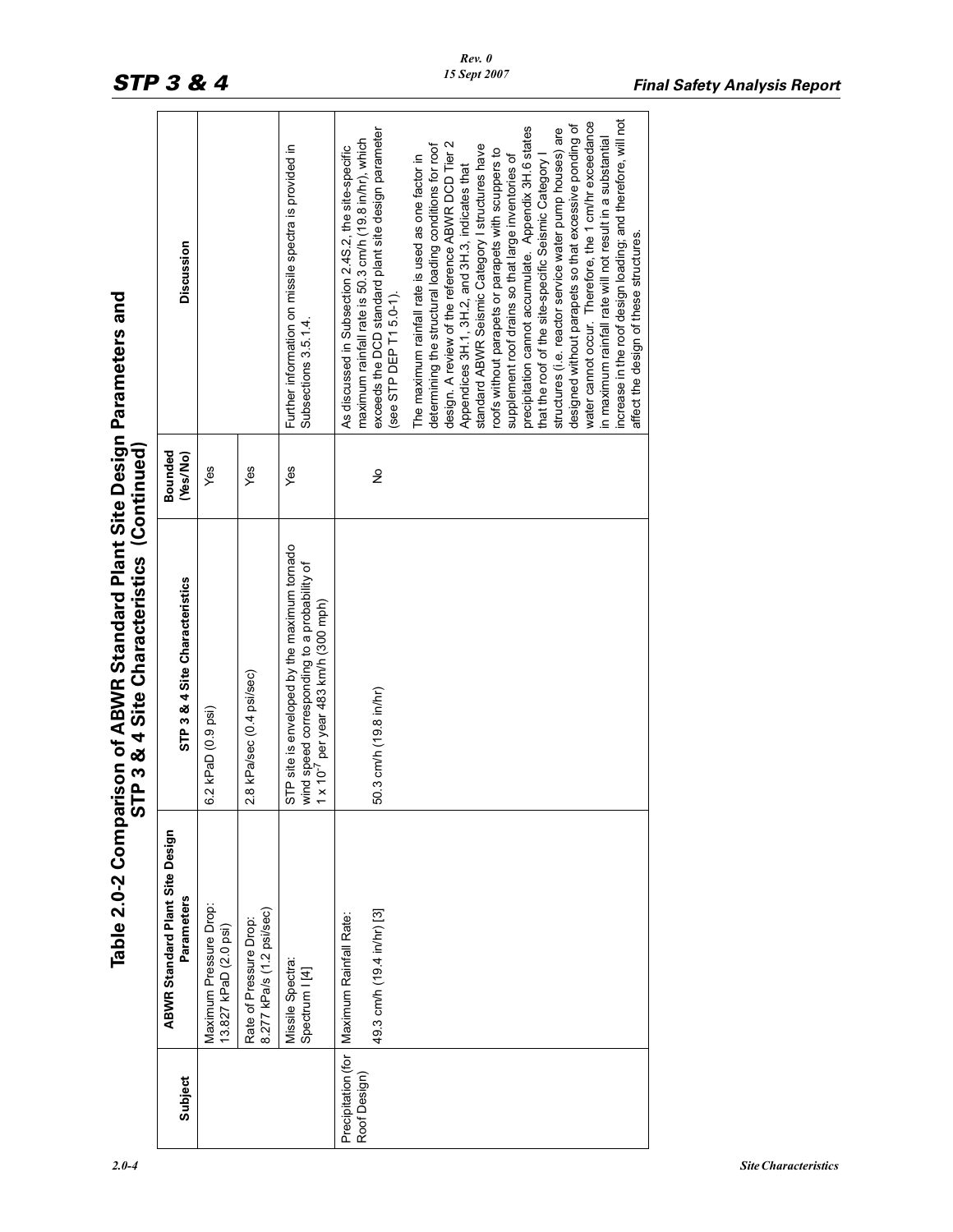## Table 2.0-2 Comparison of ABWR Standard Plant Site Design Parameters and STP 3 & 4 Site Characteristics (Continued)

| Subject | ABWR Standard Plant Site Design Parameters | STP 3 & 4 Site Characteristics | Bounded (Yes/No) | Discussion |
|---|---|---|---|---|
| | Maximum Pressure Drop: 13.827 kPaD (2.0 psi) | 6.2 kPaD (0.9 psi) | Yes | |
| | Rate of Pressure Drop: 8.277 kPa/s (1.2 psi/sec) | 2.8 kPa/sec (0.4 psi/sec) | Yes | |
| | Missile Spectra: Spectrum I [4] | STP site is enveloped by the maximum tornado wind speed corresponding to a probability of $1 \times 10^{-7}$ per year 483 km/h (300 mph) | Yes | Further information on missile spectra is provided in Subsections 3.5.1.4. |
| Precipitation (for Roof Design) | Maximum Rainfall Rate: 49.3 cm/h (19.4 in/hr) [3] | 50.3 cm/h (19.8 in/hr) | No | As discussed in Subsection 2.4S.2, the site-specific maximum rainfall rate is 50.3 cm/h (19.8 in/hr), which exceeds the DCD standard plant site design parameter (see STP DEP T1 5.0-1).<br><br>The maximum rainfall rate is used as one factor in determining the structural loading conditions for roof design. A review of the reference ABWR DCD Tier 2 Appendices 3H.1, 3H.2, and 3H.3, indicates that standard ABWR Seismic Category I structures have roofs without parapets or parapets with scuppers to supplement roof drains so that large inventories of precipitation cannot accumulate. Appendix 3H.6 states that the roof of the site-specific Seismic Category I structures (i.e. reactor service water pump houses) are designed without parapets so that excessive ponding of water cannot occur. Therefore, the 1 cm/hr exceedance in maximum rainfall rate will not result in a substantial increase in the roof design loading; and therefore, will not affect the design of these structures. |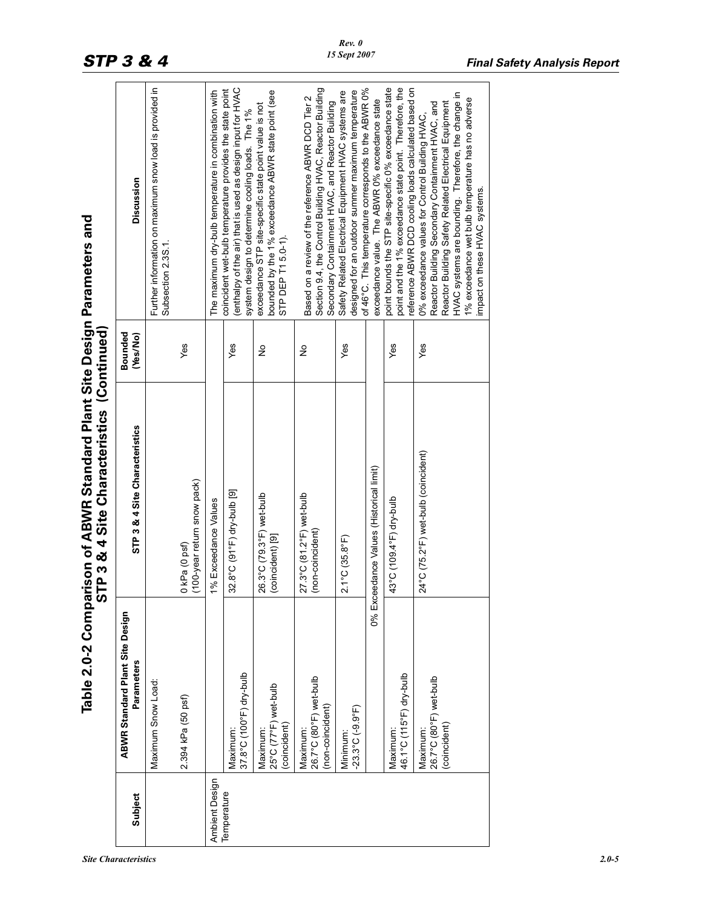# Table 2.0-2 Comparison of ABWR Standard Plant Site Design Parameters and STP 3 & 4 Site Characteristics (Continued)

| Subject | ABWR Standard Plant Site Design Parameters | STP 3 & 4 Site Characteristics | Bounded (Yes/No) | Discussion |
|---|---|---|---|---|
| | Maximum Snow Load: 2.394 kPa (50 psf) | 0 kPa (0 psf) (100-year return snow pack) | Yes | Further information on maximum snow load is provided in Subsection 2.3S.1. |
| Ambient Design Temperature | | 1% Exceedance Values | | |
| | Maximum: 37.8°C (100°F) dry-bulb | 32.8°C (91°F) dry-bulb [9] | Yes | The maximum dry-bulb temperature in combination with coincident wet-bulb temperature provides the state point (enthalpy of the air) that is used as design input for HVAC system design to determine cooling loads. The 1% exceedance STP site-specific state point value is not bounded by the 1% exceedance ABWR state point (see STP DEP T1 5.0-1). |
| | Maximum: 25°C (77°F) wet-bulb (coincident) | 26.3°C (79.3°F) wet-bulb (coincident) [9] | No | |
| | Maximum: 26.7°C (80°F) wet-bulb (non-coincident) | 27.3°C (81.2°F) wet-bulb (non-coincident) | No | Based on a review of the reference ABWR DCD Tier 2 Section 9.4, the Control Building HVAC, Reactor Building Secondary Containment HVAC, and Reactor Building Safety Related Electrical Equipment HVAC systems are designed for an outdoor summer maximum temperature of 46°C. This temperature corresponds to the ABWR 0% exceedance value. The ABWR 0% exceedance state point bounds the STP site-specific 0% exceedance state point and the 1% exceedance state point. Therefore, the reference ABWR DCD cooling loads calculated based on 0% exceedance values for Control Building HVAC, Reactor Building Secondary Containment HVAC, and Reactor Building Safety Related Electrical Equipment HVAC systems are bounding. Therefore, the change in 1% exceedance wet bulb temperature has no adverse impact on these HVAC systems. |
| | Minimum: -23.3°C (-9.9°F) | 2.1°C (35.8°F) | Yes | |
| | 0% Exceedance Values (Historical limit) | | | |
| | Maximum: 46.1°C (115°F) dry-bulb | 43°C (109.4°F) dry-bulb | Yes | |
| | Maximum: 26.7°C (80°F) wet-bulb (coincident) | 24°C (75.2°F) wet-bulb (coincident) | Yes | |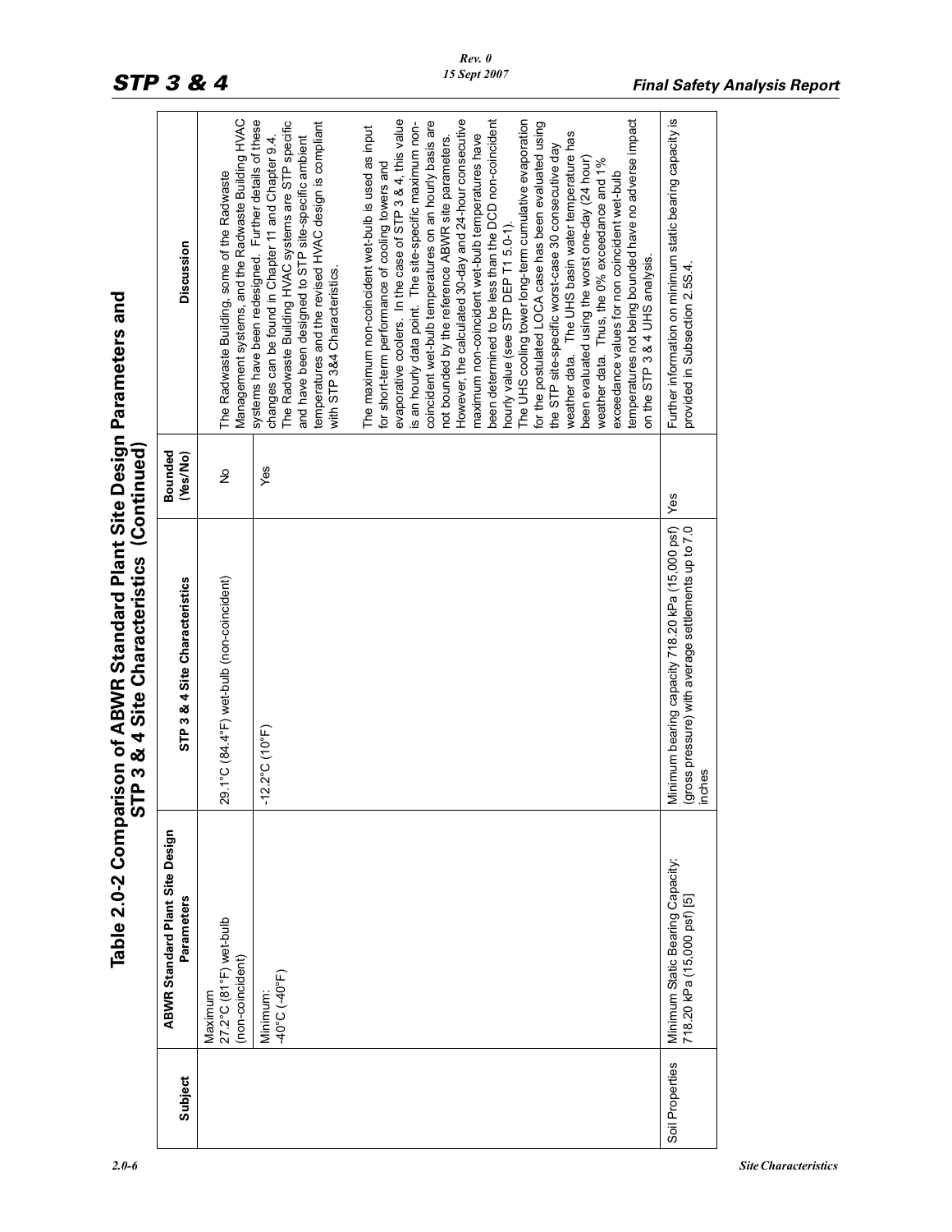# Table 2.0-2 Comparison of ABWR Standard Plant Site Design Parameters and STP 3 & 4 Site Characteristics (Continued)

| Subject | ABWR Standard Plant Site Design Parameters | STP 3 & 4 Site Characteristics | Bounded (Yes/No) | Discussion |
|---|---|---|---|---|
| | Maximum 27.2°C (81°F) wet-bulb (non-coincident) | 29.1°C (84.4°F) wet-bulb (non-coincident) | No | The Radwaste Building, some of the Radwaste Management systems, and the Radwaste Building HVAC systems have been redesigned. Further details of these changes can be found in Chapter 11 and Chapter 9.4. The Radwaste Building HVAC systems are STP specific and have been designed to STP site-specific ambient temperatures and the revised HVAC design is compliant with STP 3&4 Characteristics.<br><br>The maximum non-coincident wet-bulb is used as input for short-term performance of cooling towers and evaporative coolers. In the case of STP 3 & 4, this value is an hourly data point. The site-specific maximum non-coincident wet-bulb temperatures on an hourly basis are not bounded by the reference ABWR site parameters. However, the calculated 30-day and 24-hour consecutive maximum non-coincident wet-bulb temperatures have been determined to be less than the DCD non-coincident hourly value (see STP DEP T1 5.0-1).<br>The UHS cooling tower long-term cumulative evaporation for the postulated LOCA case has been evaluated using the STP site-specific worst-case 30 consecutive day weather data. The UHS basin water temperature has been evaluated using the worst one-day (24 hour) weather data. Thus, the 0% exceedance and 1% exceedance values for non coincident wet-bulb temperatures not being bounded have no adverse impact on the STP 3 & 4 UHS analysis. |
| | Minimum: -40°C (-40°F) | -12.2°C (10°F) | Yes | |
| Soil Properties | Minimum Static Bearing Capacity: 718.20 kPa (15,000 psf) [5] | Minimum bearing capacity 718.20 kPa (15,000 psf) (gross pressure) with average settlements up to 7.0 inches | Yes | Further information on minimum static bearing capacity is provided in Subsection 2.5S.4. |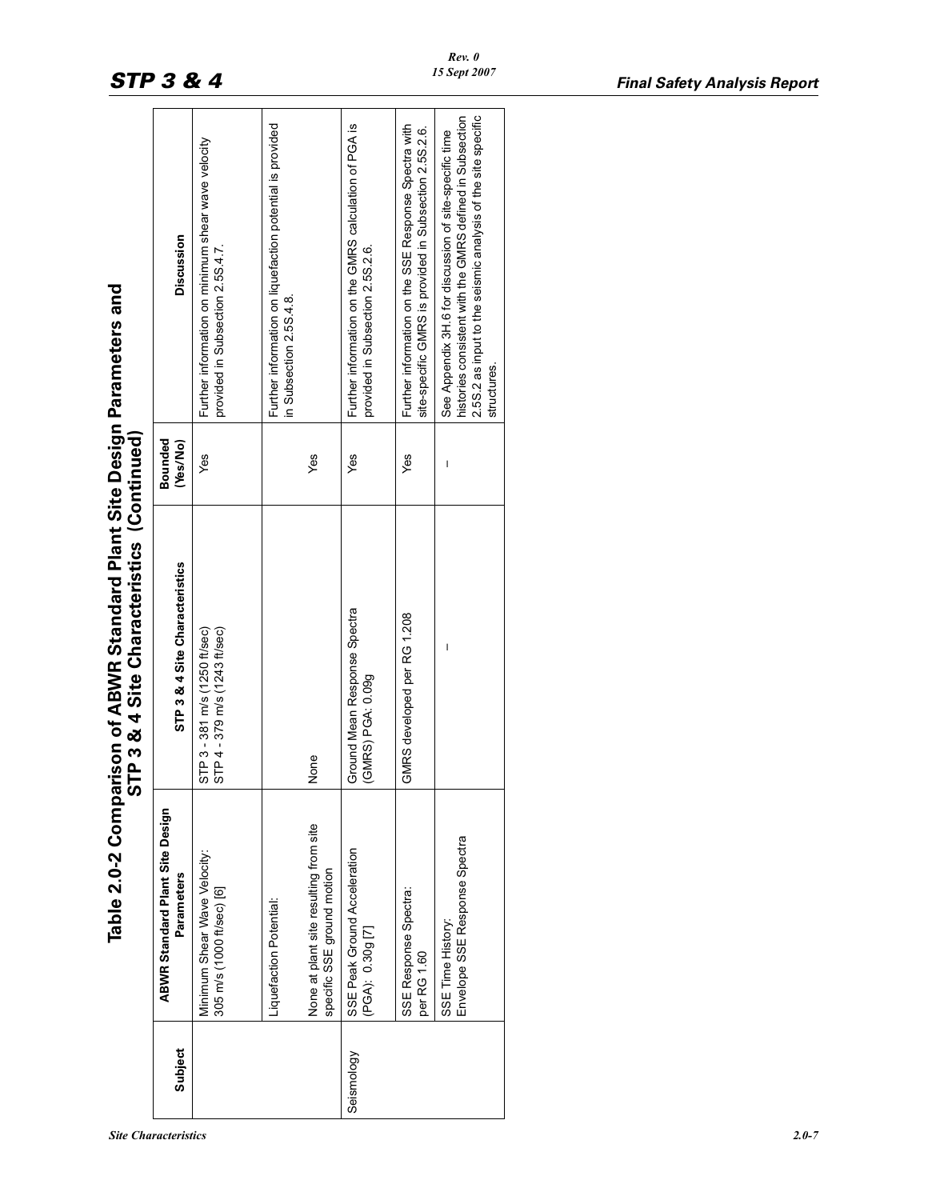# Table 2.0-2 Comparison of ABWR Standard Plant Site Design Parameters and STP 3 & 4 Site Characteristics (Continued)

| Subject | ABWR Standard Plant Site Design Parameters | STP 3 & 4 Site Characteristics | Bounded (Yes/No) | Discussion |
|---|---|---|---|---|
| | Minimum Shear Wave Velocity: 305 m/s (1000 ft/sec) [6] | STP 3 - 381 m/s (1250 ft/sec)<br>STP 4 - 379 m/s (1243 ft/sec) | Yes | Further information on minimum shear wave velocity provided in Subsection 2.5S.4.7. |
| | Liquefaction Potential:<br><br>None at plant site resulting from site specific SSE ground motion | None | Yes | Further information on liquefaction potential is provided in Subsection 2.5S.4.8. |
| Seismology | SSE Peak Ground Acceleration (PGA): 0.30g [7] | Ground Mean Response Spectra (GMRS) PGA: 0.09g | Yes | Further information on the GMRS calculation of PGA is provided in Subsection 2.5S.2.6. |
| | SSE Response Spectra: per RG 1.60 | GMRS developed per RG 1.208 | Yes | Further information on the SSE Response Spectra with site-specific GMRS is provided in Subsection 2.5S.2.6. |
| | SSE Time History: Envelope SSE Response Spectra | — | — | See Appendix 3H.6 for discussion of site-specific time histories consistent with the GMRS defined in Subsection 2.5S.2 as input to the seismic analysis of the site specific structures. |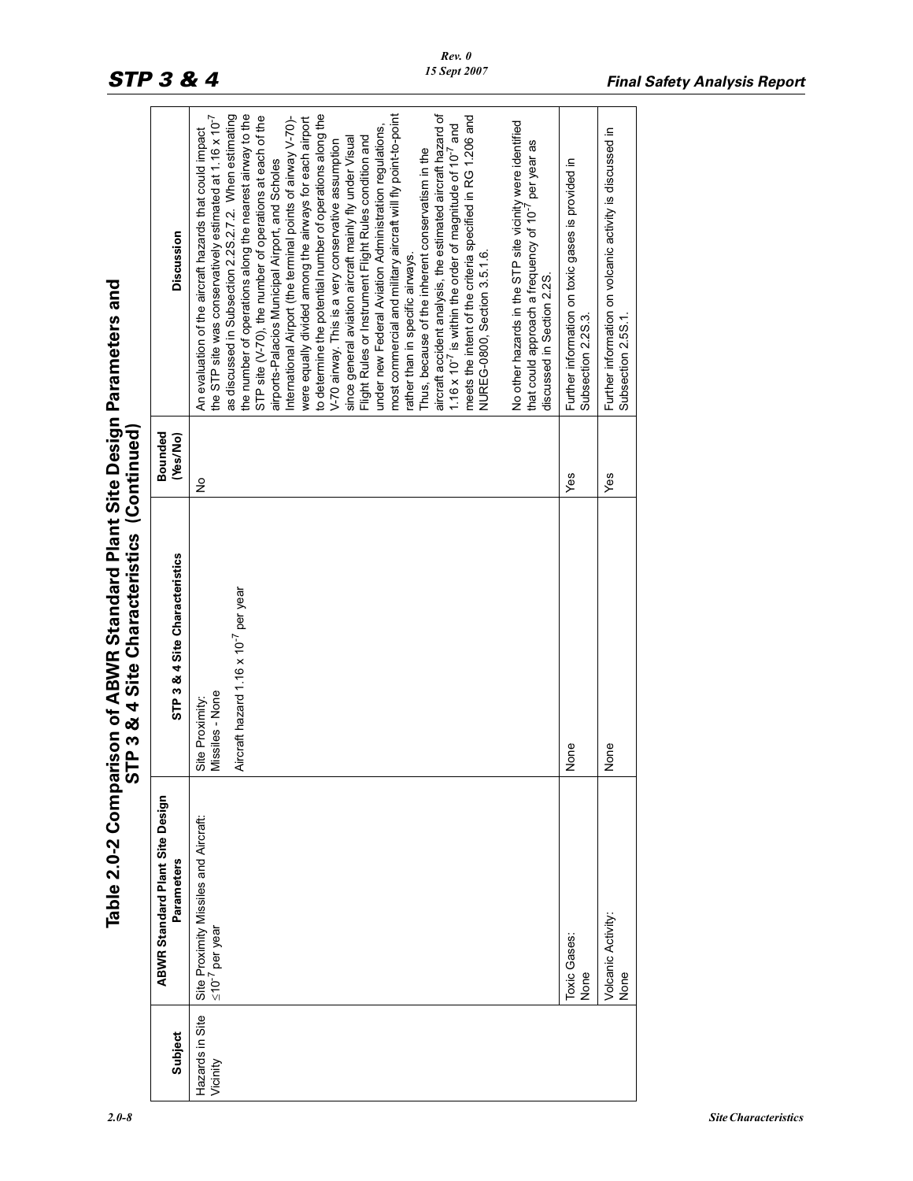## Table 2.0-2 Comparison of ABWR Standard Plant Site Design Parameters and STP 3 & 4 Site Characteristics (Continued)

| Subject | ABWR Standard Plant Site Design Parameters | STP 3 & 4 Site Characteristics | Bounded (Yes/No) | Discussion |
|---|---|---|---|---|
| Hazards in Site Vicinity | Site Proximity Missiles and Aircraft: $\leq 10^{-7}$ per year | Site Proximity: Missiles - None<br><br>Aircraft hazard $1.16 \times 10^{-7}$ per year | No | An evaluation of the aircraft hazards that could impact the STP site was conservatively estimated at $1.16 \times 10^{-7}$ as discussed in Subsection 2.2S.2.7.2. When estimating the number of operations along the nearest airway to the STP site (V-70), the number of operations at each of the airports-Palacios Municipal Airport, and Scholes International Airport (the terminal points of airway V-70)- were equally divided among the airways for each airport to determine the potential number of operations along the V-70 airway. This is a very conservative assumption since general aviation aircraft mainly fly under Visual Flight Rules or Instrument Flight Rules condition and under new Federal Aviation Administration regulations, most commercial and military aircraft will fly point-to-point rather than in specific airways.<br>Thus, because of the inherent conservatism in the aircraft accident analysis, the estimated aircraft hazard of $1.16 \times 10^{-7}$ is within the order of magnitude of $10^{-7}$ and meets the intent of the criteria specified in RG 1.206 and NUREG-0800, Section 3.5.1.6.<br><br>No other hazards in the STP site vicinity were identified that could approach a frequency of $10^{-7}$ per year as discussed in Section 2.2S. |
| | Toxic Gases: None | None | Yes | Further information on toxic gases is provided in Subsection 2.2S.3. |
| | Volcanic Activity: None | None | Yes | Further information on volcanic activity is discussed in Subsection 2.5S.1. |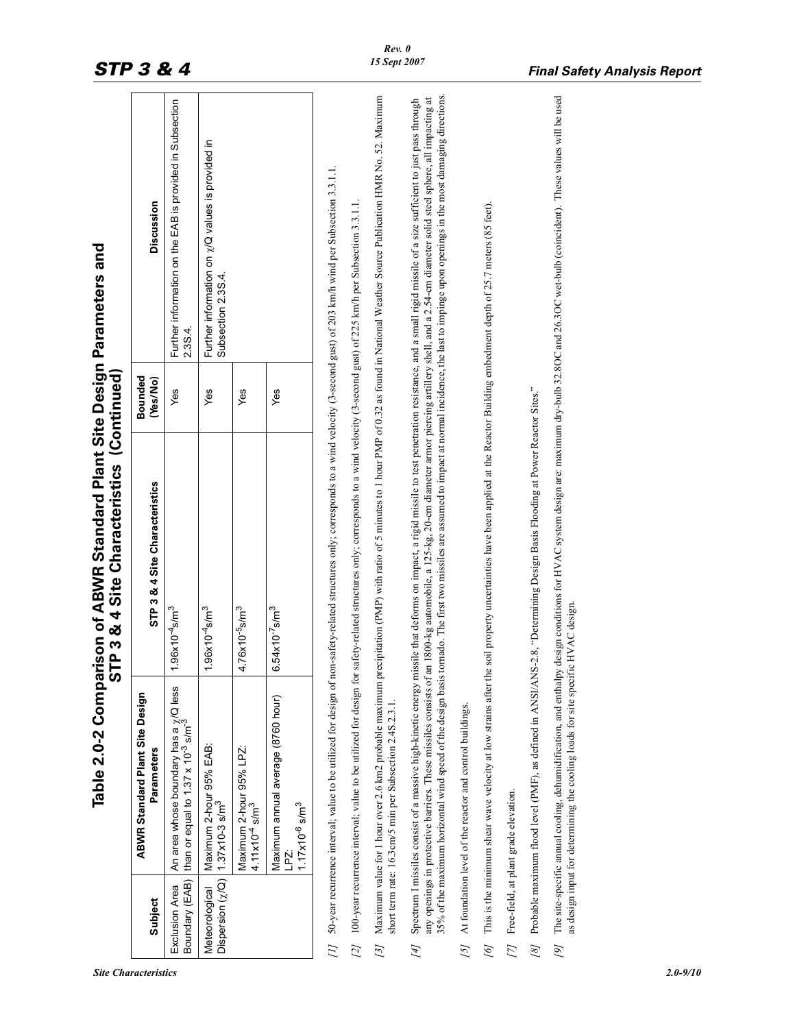# Table 2.0-2 Comparison of ABWR Standard Plant Site Design Parameters and STP 3 & 4 Site Characteristics (Continued)

| Subject | ABWR Standard Plant Site Design Parameters | STP 3 & 4 Site Characteristics | Bounded (Yes/No) | Discussion |
|---|---|---|---|---|
| Exclusion Area Boundary (EAB) | An area whose boundary has a $\chi$/Q less than or equal to $1.37 \times 10^{-3}$ s/m$^3$ | $1.96 \times 10^{-4}$ s/m$^3$ | Yes | Further information on the EAB is provided in Subsection 2.3S.4. |
| Meteorological Dispersion ($\chi$/Q) | Maximum 2-hour 95% EAB: $1.37 \times 10^{-3}$ s/m$^3$ | $1.96 \times 10^{-4}$ s/m$^3$ | Yes | Further information on $\chi$/Q values is provided in Subsection 2.3S.4. |
| | Maximum 2-hour 95% LPZ: $4.11 \times 10^{-4}$ s/m$^3$ | $4.76 \times 10^{-5}$ s/m$^3$ | Yes | |
| | Maximum annual average (8760 hour) LPZ: $1.17 \times 10^{-6}$ s/m$^3$ | $6.54 \times 10^{-7}$ s/m$^3$ | Yes | |

[1] 50-year recurrence interval; value to be utilized for design of non-safety-related structures only; corresponds to a wind velocity (3-second gust) of 203 km/h wind per Subsection 3.3.1.1.

[2] 100-year recurrence interval; value to be utilized for design for safety-related structures only; corresponds to a wind velocity (3-second gust) of 225 km/h per Subsection 3.3.1.1.

[3] Maximum value for 1 hour over 2.6 km2 probable maximum precipitation (PMP) with ratio of 5 minutes to 1 hour PMP of 0.32 as found in National Weather Source Publication HMR No. 52. Maximum short term rate: 16.3cm/5 min per Subsection 2.4S.2.3.1.

[4] Spectrum I missiles consist of a massive high-kinetic energy missile that deforms on impact, a rigid missile to test penetration resistance, and a small rigid missile of a size sufficient to just pass through any openings in protective barriers. These missiles consists of an 1800-kg automobile, a 125-kg, 20-cm diameter armor piercing artillery shell, and a 2.54-cm diameter solid steel sphere, all impacting at 35% of the maximum horizontal wind speed of the design basis tornado. The first two missiles are assumed to impact at normal incidence, the last to impinge upon openings in the most damaging directions.

[5] At foundation level of the reactor and control buildings.

[6] This is the minimum shear wave velocity at low strains after the soil property uncertainties have been applied at the Reactor Building embedment depth of 25.7 meters (85 feet).

[7] Free-field, at plant grade elevation.

[8] Probable maximum flood level (PMF), as defined in ANSI/ANS-2.8, "Determining Design Basis Flooding at Power Reactor Sites."

[9] The site-specific annual cooling, dehumidification, and enthalpy design conditions for HVAC system design are: maximum dry-bulb 32.8OC and 26.3OC wet-bulb (coincident). These values will be used as design input for determining the cooling loads for site specific HVAC design.